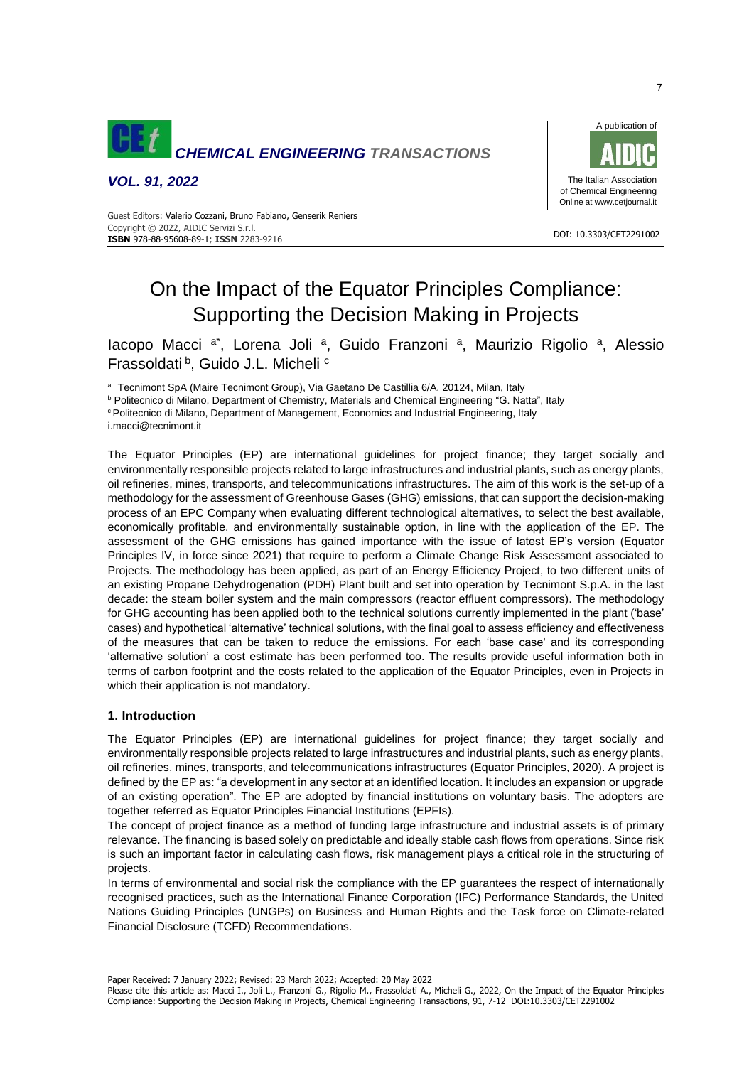# On the Impact of the Equator Principles Compliance: Supporting the Decision Making in Projects

Iacopo Macci [a*], Lorena Joli [a], Guido Franzoni [a], Maurizio Rigolio [a], Alessio Frassoldati [b], Guido J.L. Micheli [c]

[a] Tecnimont SpA (Maire Tecnimont Group), Via Gaetano De Castillia 6/A, 20124, Milan, Italy
[b] Politecnico di Milano, Department of Chemistry, Materials and Chemical Engineering "G. Natta", Italy
[c] Politecnico di Milano, Department of Management, Economics and Industrial Engineering, Italy
i.macci@tecnimont.it

The Equator Principles (EP) are international guidelines for project finance; they target socially and environmentally responsible projects related to large infrastructures and industrial plants, such as energy plants, oil refineries, mines, transports, and telecommunications infrastructures. The aim of this work is the set-up of a methodology for the assessment of Greenhouse Gases (GHG) emissions, that can support the decision-making process of an EPC Company when evaluating different technological alternatives, to select the best available, economically profitable, and environmentally sustainable option, in line with the application of the EP. The assessment of the GHG emissions has gained importance with the issue of latest EP's version (Equator Principles IV, in force since 2021) that require to perform a Climate Change Risk Assessment associated to Projects. The methodology has been applied, as part of an Energy Efficiency Project, to two different units of an existing Propane Dehydrogenation (PDH) Plant built and set into operation by Tecnimont S.p.A. in the last decade: the steam boiler system and the main compressors (reactor effluent compressors). The methodology for GHG accounting has been applied both to the technical solutions currently implemented in the plant ('base' cases) and hypothetical 'alternative' technical solutions, with the final goal to assess efficiency and effectiveness of the measures that can be taken to reduce the emissions. For each 'base case' and its corresponding 'alternative solution' a cost estimate has been performed too. The results provide useful information both in terms of carbon footprint and the costs related to the application of the Equator Principles, even in Projects in which their application is not mandatory.

## 1. Introduction

The Equator Principles (EP) are international guidelines for project finance; they target socially and environmentally responsible projects related to large infrastructures and industrial plants, such as energy plants, oil refineries, mines, transports, and telecommunications infrastructures (Equator Principles, 2020). A project is defined by the EP as: "a development in any sector at an identified location. It includes an expansion or upgrade of an existing operation". The EP are adopted by financial institutions on voluntary basis. The adopters are together referred as Equator Principles Financial Institutions (EPFIs).

The concept of project finance as a method of funding large infrastructure and industrial assets is of primary relevance. The financing is based solely on predictable and ideally stable cash flows from operations. Since risk is such an important factor in calculating cash flows, risk management plays a critical role in the structuring of projects.

In terms of environmental and social risk the compliance with the EP guarantees the respect of internationally recognised practices, such as the International Finance Corporation (IFC) Performance Standards, the United Nations Guiding Principles (UNGPs) on Business and Human Rights and the Task force on Climate-related Financial Disclosure (TCFD) Recommendations.

Paper Received: 7 January 2022; Revised: 23 March 2022; Accepted: 20 May 2022
Please cite this article as: Macci I., Joli L., Franzoni G., Rigolio M., Frassoldati A., Micheli G., 2022, On the Impact of the Equator Principles Compliance: Supporting the Decision Making in Projects, Chemical Engineering Transactions, 91, 7-12 DOI:10.3303/CET2291002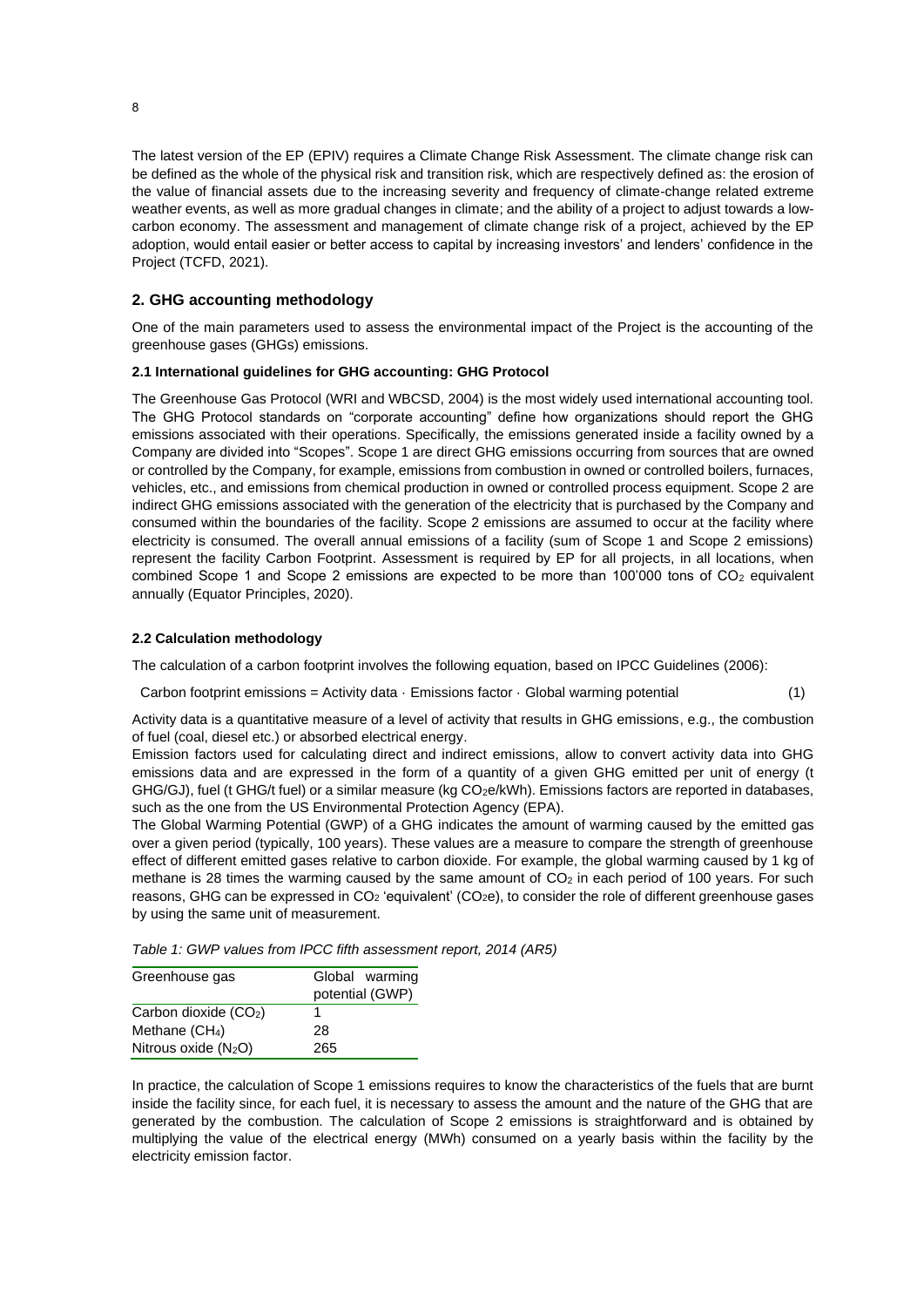The latest version of the EP (EPIV) requires a Climate Change Risk Assessment. The climate change risk can be defined as the whole of the physical risk and transition risk, which are respectively defined as: the erosion of the value of financial assets due to the increasing severity and frequency of climate-change related extreme weather events, as well as more gradual changes in climate; and the ability of a project to adjust towards a low-carbon economy. The assessment and management of climate change risk of a project, achieved by the EP adoption, would entail easier or better access to capital by increasing investors' and lenders' confidence in the Project (TCFD, 2021).

## 2. GHG accounting methodology

One of the main parameters used to assess the environmental impact of the Project is the accounting of the greenhouse gases (GHGs) emissions.

### 2.1 International guidelines for GHG accounting: GHG Protocol

The Greenhouse Gas Protocol (WRI and WBCSD, 2004) is the most widely used international accounting tool. The GHG Protocol standards on "corporate accounting" define how organizations should report the GHG emissions associated with their operations. Specifically, the emissions generated inside a facility owned by a Company are divided into "Scopes". Scope 1 are direct GHG emissions occurring from sources that are owned or controlled by the Company, for example, emissions from combustion in owned or controlled boilers, furnaces, vehicles, etc., and emissions from chemical production in owned or controlled process equipment. Scope 2 are indirect GHG emissions associated with the generation of the electricity that is purchased by the Company and consumed within the boundaries of the facility. Scope 2 emissions are assumed to occur at the facility where electricity is consumed. The overall annual emissions of a facility (sum of Scope 1 and Scope 2 emissions) represent the facility Carbon Footprint. Assessment is required by EP for all projects, in all locations, when combined Scope 1 and Scope 2 emissions are expected to be more than 100'000 tons of $CO_2$ equivalent annually (Equator Principles, 2020).

### 2.2 Calculation methodology

The calculation of a carbon footprint involves the following equation, based on IPCC Guidelines (2006):

$$\text{Carbon footprint emissions} = \text{Activity data} \cdot \text{Emissions factor} \cdot \text{Global warming potential} \tag{1}$$

Activity data is a quantitative measure of a level of activity that results in GHG emissions, e.g., the combustion of fuel (coal, diesel etc.) or absorbed electrical energy.

Emission factors used for calculating direct and indirect emissions, allow to convert activity data into GHG emissions data and are expressed in the form of a quantity of a given GHG emitted per unit of energy (t GHG/GJ), fuel (t GHG/t fuel) or a similar measure (kg $CO_2e$/kWh). Emissions factors are reported in databases, such as the one from the US Environmental Protection Agency (EPA).

The Global Warming Potential (GWP) of a GHG indicates the amount of warming caused by the emitted gas over a given period (typically, 100 years). These values are a measure to compare the strength of greenhouse effect of different emitted gases relative to carbon dioxide. For example, the global warming caused by 1 kg of methane is 28 times the warming caused by the same amount of $CO_2$ in each period of 100 years. For such reasons, GHG can be expressed in $CO_2$ 'equivalent' ($CO_2e$), to consider the role of different greenhouse gases by using the same unit of measurement.

*Table 1: GWP values from IPCC fifth assessment report, 2014 (AR5)*

| Greenhouse gas | Global warming potential (GWP) |
|---|---|
| Carbon dioxide ($CO_2$) | 1 |
| Methane ($CH_4$) | 28 |
| Nitrous oxide ($N_2O$) | 265 |

In practice, the calculation of Scope 1 emissions requires to know the characteristics of the fuels that are burnt inside the facility since, for each fuel, it is necessary to assess the amount and the nature of the GHG that are generated by the combustion. The calculation of Scope 2 emissions is straightforward and is obtained by multiplying the value of the electrical energy (MWh) consumed on a yearly basis within the facility by the electricity emission factor.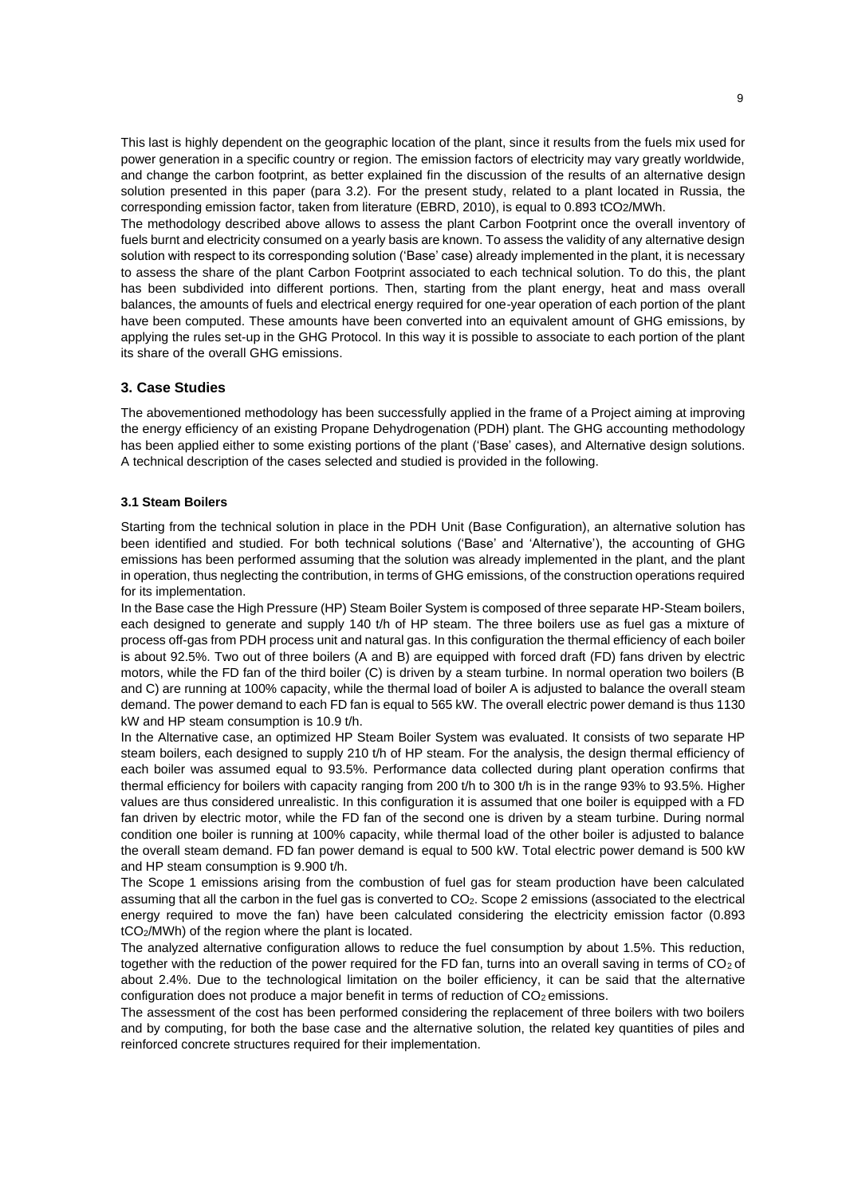This last is highly dependent on the geographic location of the plant, since it results from the fuels mix used for power generation in a specific country or region. The emission factors of electricity may vary greatly worldwide, and change the carbon footprint, as better explained fin the discussion of the results of an alternative design solution presented in this paper (para 3.2). For the present study, related to a plant located in Russia, the corresponding emission factor, taken from literature (EBRD, 2010), is equal to 0.893 $tCO_2$/MWh.

The methodology described above allows to assess the plant Carbon Footprint once the overall inventory of fuels burnt and electricity consumed on a yearly basis are known. To assess the validity of any alternative design solution with respect to its corresponding solution ('Base' case) already implemented in the plant, it is necessary to assess the share of the plant Carbon Footprint associated to each technical solution. To do this, the plant has been subdivided into different portions. Then, starting from the plant energy, heat and mass overall balances, the amounts of fuels and electrical energy required for one-year operation of each portion of the plant have been computed. These amounts have been converted into an equivalent amount of GHG emissions, by applying the rules set-up in the GHG Protocol. In this way it is possible to associate to each portion of the plant its share of the overall GHG emissions.

## 3. Case Studies

The abovementioned methodology has been successfully applied in the frame of a Project aiming at improving the energy efficiency of an existing Propane Dehydrogenation (PDH) plant. The GHG accounting methodology has been applied either to some existing portions of the plant ('Base' cases), and Alternative design solutions. A technical description of the cases selected and studied is provided in the following.

### 3.1 Steam Boilers

Starting from the technical solution in place in the PDH Unit (Base Configuration), an alternative solution has been identified and studied. For both technical solutions ('Base' and 'Alternative'), the accounting of GHG emissions has been performed assuming that the solution was already implemented in the plant, and the plant in operation, thus neglecting the contribution, in terms of GHG emissions, of the construction operations required for its implementation.

In the Base case the High Pressure (HP) Steam Boiler System is composed of three separate HP-Steam boilers, each designed to generate and supply 140 t/h of HP steam. The three boilers use as fuel gas a mixture of process off-gas from PDH process unit and natural gas. In this configuration the thermal efficiency of each boiler is about 92.5%. Two out of three boilers (A and B) are equipped with forced draft (FD) fans driven by electric motors, while the FD fan of the third boiler (C) is driven by a steam turbine. In normal operation two boilers (B and C) are running at 100% capacity, while the thermal load of boiler A is adjusted to balance the overall steam demand. The power demand to each FD fan is equal to 565 kW. The overall electric power demand is thus 1130 kW and HP steam consumption is 10.9 t/h.

In the Alternative case, an optimized HP Steam Boiler System was evaluated. It consists of two separate HP steam boilers, each designed to supply 210 t/h of HP steam. For the analysis, the design thermal efficiency of each boiler was assumed equal to 93.5%. Performance data collected during plant operation confirms that thermal efficiency for boilers with capacity ranging from 200 t/h to 300 t/h is in the range 93% to 93.5%. Higher values are thus considered unrealistic. In this configuration it is assumed that one boiler is equipped with a FD fan driven by electric motor, while the FD fan of the second one is driven by a steam turbine. During normal condition one boiler is running at 100% capacity, while thermal load of the other boiler is adjusted to balance the overall steam demand. FD fan power demand is equal to 500 kW. Total electric power demand is 500 kW and HP steam consumption is 9.900 t/h.

The Scope 1 emissions arising from the combustion of fuel gas for steam production have been calculated assuming that all the carbon in the fuel gas is converted to $CO_2$. Scope 2 emissions (associated to the electrical energy required to move the fan) have been calculated considering the electricity emission factor (0.893 $tCO_2$/MWh) of the region where the plant is located.

The analyzed alternative configuration allows to reduce the fuel consumption by about 1.5%. This reduction, together with the reduction of the power required for the FD fan, turns into an overall saving in terms of $CO_2$ of about 2.4%. Due to the technological limitation on the boiler efficiency, it can be said that the alternative configuration does not produce a major benefit in terms of reduction of $CO_2$ emissions.

The assessment of the cost has been performed considering the replacement of three boilers with two boilers and by computing, for both the base case and the alternative solution, the related key quantities of piles and reinforced concrete structures required for their implementation.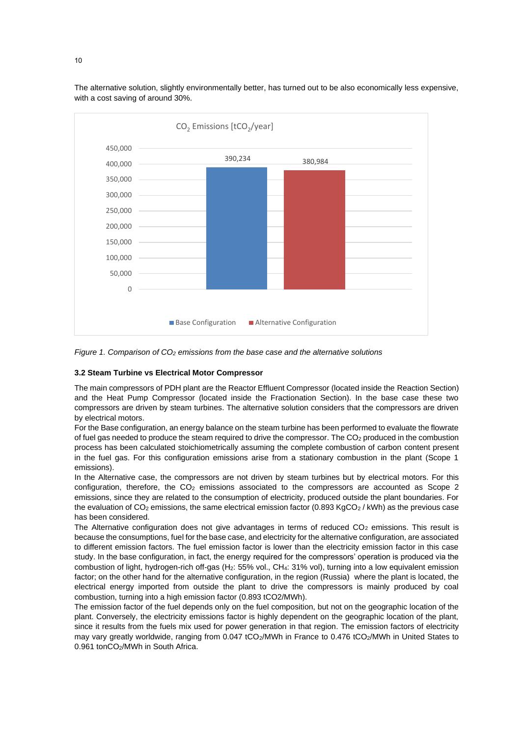The alternative solution, slightly environmentally better, has turned out to be also economically less expensive, with a cost saving of around 30%.

*Figure 1. Comparison of $CO_2$ emissions from the base case and the alternative solutions*

### 3.2 Steam Turbine vs Electrical Motor Compressor

The main compressors of PDH plant are the Reactor Effluent Compressor (located inside the Reaction Section) and the Heat Pump Compressor (located inside the Fractionation Section). In the base case these two compressors are driven by steam turbines. The alternative solution considers that the compressors are driven by electrical motors.

For the Base configuration, an energy balance on the steam turbine has been performed to evaluate the flowrate of fuel gas needed to produce the steam required to drive the compressor. The $CO_2$ produced in the combustion process has been calculated stoichiometrically assuming the complete combustion of carbon content present in the fuel gas. For this configuration emissions arise from a stationary combustion in the plant (Scope 1 emissions).

In the Alternative case, the compressors are not driven by steam turbines but by electrical motors. For this configuration, therefore, the $CO_2$ emissions associated to the compressors are accounted as Scope 2 emissions, since they are related to the consumption of electricity, produced outside the plant boundaries. For the evaluation of $CO_2$ emissions, the same electrical emission factor (0.893 $KgCO_2$ / kWh) as the previous case has been considered.

The Alternative configuration does not give advantages in terms of reduced $CO_2$ emissions. This result is because the consumptions, fuel for the base case, and electricity for the alternative configuration, are associated to different emission factors. The fuel emission factor is lower than the electricity emission factor in this case study. In the base configuration, in fact, the energy required for the compressors' operation is produced via the combustion of light, hydrogen-rich off-gas ($H_2$: 55% vol., $CH_4$: 31% vol), turning into a low equivalent emission factor; on the other hand for the alternative configuration, in the region (Russia) where the plant is located, the electrical energy imported from outside the plant to drive the compressors is mainly produced by coal combustion, turning into a high emission factor (0.893 tCO2/MWh).

The emission factor of the fuel depends only on the fuel composition, but not on the geographic location of the plant. Conversely, the electricity emissions factor is highly dependent on the geographic location of the plant, since it results from the fuels mix used for power generation in that region. The emission factors of electricity may vary greatly worldwide, ranging from 0.047 $tCO_2$/MWh in France to 0.476 $tCO_2$/MWh in United States to 0.961 $tonCO_2$/MWh in South Africa.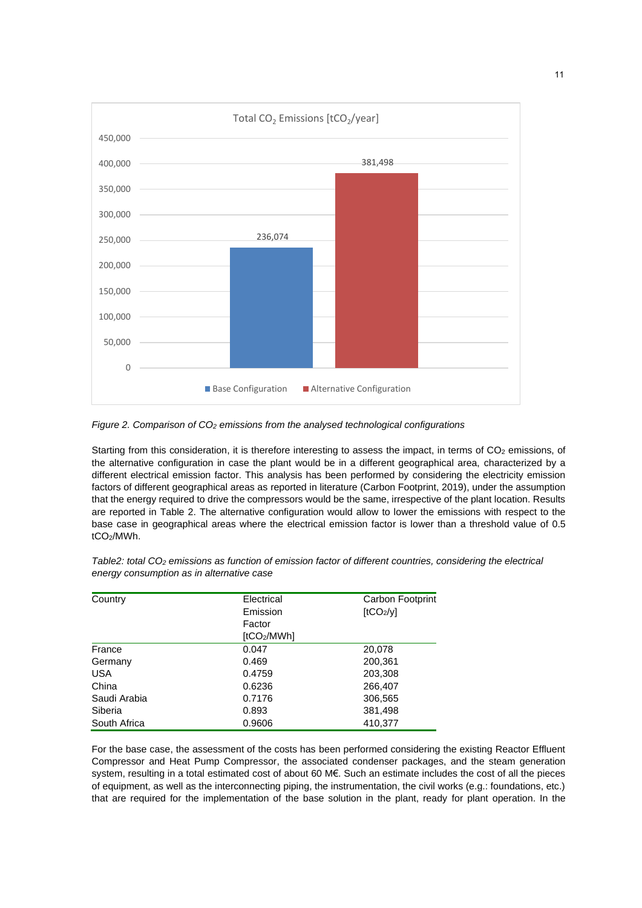*Figure 2. Comparison of $CO_2$ emissions from the analysed technological configurations*

Starting from this consideration, it is therefore interesting to assess the impact, in terms of $CO_2$ emissions, of the alternative configuration in case the plant would be in a different geographical area, characterized by a different electrical emission factor. This analysis has been performed by considering the electricity emission factors of different geographical areas as reported in literature (Carbon Footprint, 2019), under the assumption that the energy required to drive the compressors would be the same, irrespective of the plant location. Results are reported in Table 2. The alternative configuration would allow to lower the emissions with respect to the base case in geographical areas where the electrical emission factor is lower than a threshold value of 0.5 $tCO_2/MWh$.

*Table2: total $CO_2$ emissions as function of emission factor of different countries, considering the electrical energy consumption as in alternative case*

| Country | Electrical Emission Factor [$tCO_2/MWh$] | Carbon Footprint [$tCO_2/y$] |
|---|---|---|
| France | 0.047 | 20,078 |
| Germany | 0.469 | 200,361 |
| USA | 0.4759 | 203,308 |
| China | 0.6236 | 266,407 |
| Saudi Arabia | 0.7176 | 306,565 |
| Siberia | 0.893 | 381,498 |
| South Africa | 0.9606 | 410,377 |

For the base case, the assessment of the costs has been performed considering the existing Reactor Effluent Compressor and Heat Pump Compressor, the associated condenser packages, and the steam generation system, resulting in a total estimated cost of about 60 M€. Such an estimate includes the cost of all the pieces of equipment, as well as the interconnecting piping, the instrumentation, the civil works (e.g.: foundations, etc.) that are required for the implementation of the base solution in the plant, ready for plant operation. In the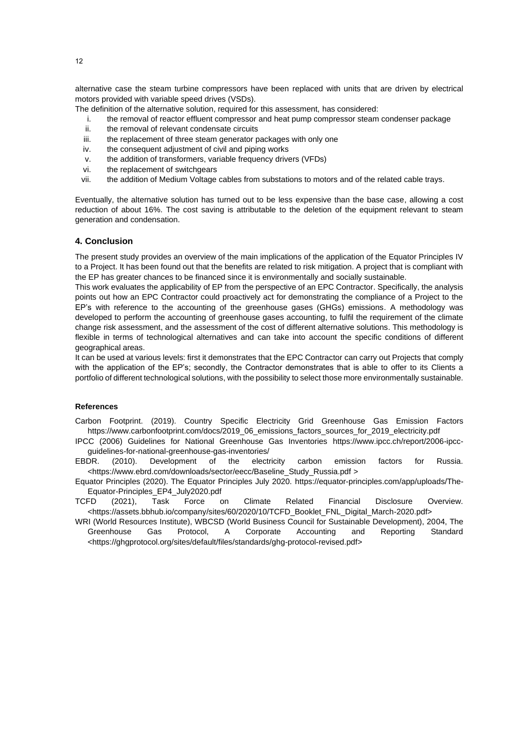alternative case the steam turbine compressors have been replaced with units that are driven by electrical motors provided with variable speed drives (VSDs).

The definition of the alternative solution, required for this assessment, has considered:

i. the removal of reactor effluent compressor and heat pump compressor steam condenser package
ii. the removal of relevant condensate circuits
iii. the replacement of three steam generator packages with only one
iv. the consequent adjustment of civil and piping works
v. the addition of transformers, variable frequency drivers (VFDs)
vi. the replacement of switchgears
vii. the addition of Medium Voltage cables from substations to motors and of the related cable trays.

Eventually, the alternative solution has turned out to be less expensive than the base case, allowing a cost reduction of about 16%. The cost saving is attributable to the deletion of the equipment relevant to steam generation and condensation.

## 4. Conclusion

The present study provides an overview of the main implications of the application of the Equator Principles IV to a Project. It has been found out that the benefits are related to risk mitigation. A project that is compliant with the EP has greater chances to be financed since it is environmentally and socially sustainable.

This work evaluates the applicability of EP from the perspective of an EPC Contractor. Specifically, the analysis points out how an EPC Contractor could proactively act for demonstrating the compliance of a Project to the EP's with reference to the accounting of the greenhouse gases (GHGs) emissions. A methodology was developed to perform the accounting of greenhouse gases accounting, to fulfil the requirement of the climate change risk assessment, and the assessment of the cost of different alternative solutions. This methodology is flexible in terms of technological alternatives and can take into account the specific conditions of different geographical areas.

It can be used at various levels: first it demonstrates that the EPC Contractor can carry out Projects that comply with the application of the EP's; secondly, the Contractor demonstrates that is able to offer to its Clients a portfolio of different technological solutions, with the possibility to select those more environmentally sustainable.

### References

Carbon Footprint. (2019). Country Specific Electricity Grid Greenhouse Gas Emission Factors https://www.carbonfootprint.com/docs/2019_06_emissions_factors_sources_for_2019_electricity.pdf

IPCC (2006) Guidelines for National Greenhouse Gas Inventories https://www.ipcc.ch/report/2006-ipcc-guidelines-for-national-greenhouse-gas-inventories/

EBDR. (2010). Development of the electricity carbon emission factors for Russia. <https://www.ebrd.com/downloads/sector/eecc/Baseline_Study_Russia.pdf >

Equator Principles (2020). The Equator Principles July 2020. https://equator-principles.com/app/uploads/The-Equator-Principles_EP4_July2020.pdf

TCFD (2021), Task Force on Climate Related Financial Disclosure Overview. <https://assets.bbhub.io/company/sites/60/2020/10/TCFD_Booklet_FNL_Digital_March-2020.pdf>

WRI (World Resources Institute), WBCSD (World Business Council for Sustainable Development), 2004, The Greenhouse Gas Protocol, A Corporate Accounting and Reporting Standard <https://ghgprotocol.org/sites/default/files/standards/ghg-protocol-revised.pdf>